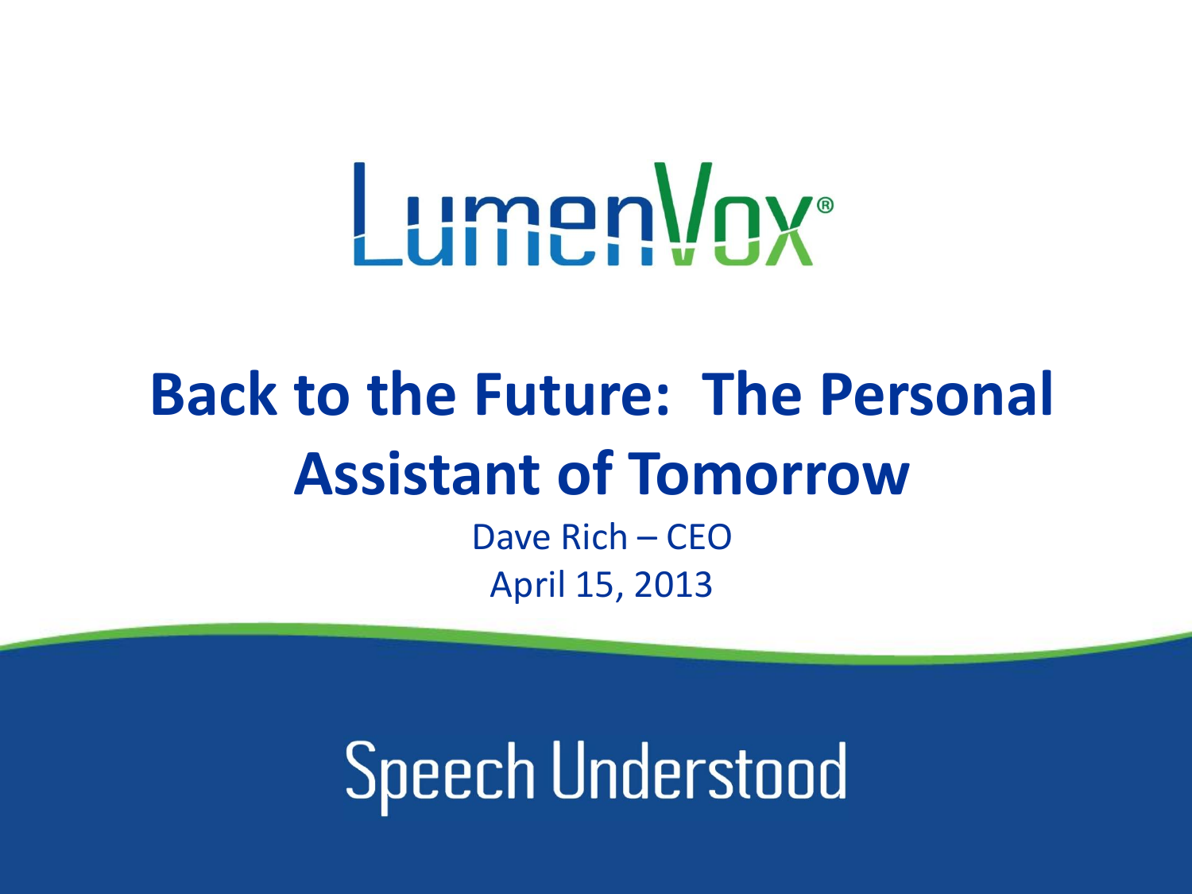LumenVox®

# Back to the Future: The Personal Assistant of Tomorrow

Dave Rich – CEO

April 15, 2013

Speech Understood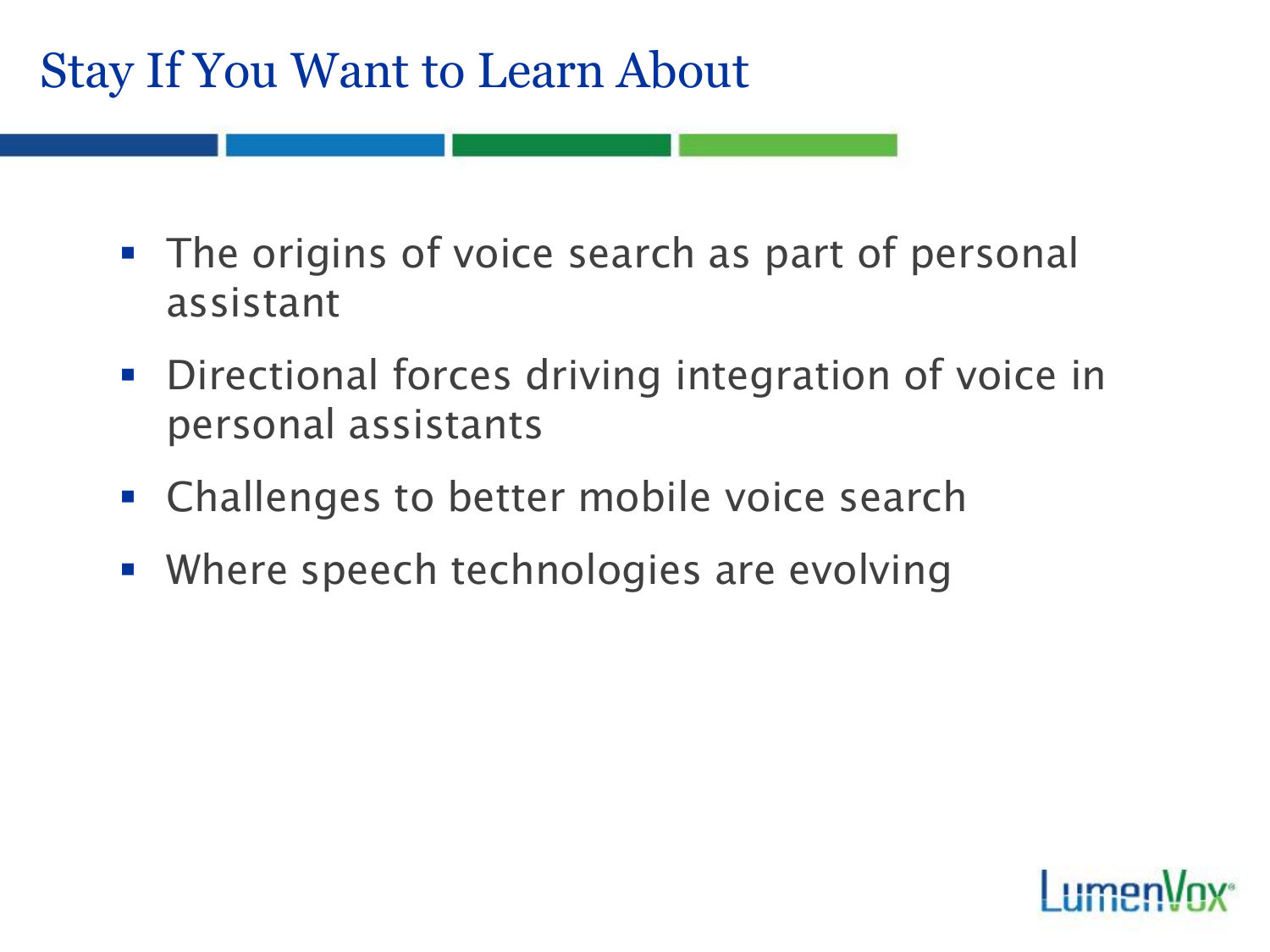# Stay If You Want to Learn About

- The origins of voice search as part of personal assistant
- Directional forces driving integration of voice in personal assistants
- Challenges to better mobile voice search
- Where speech technologies are evolving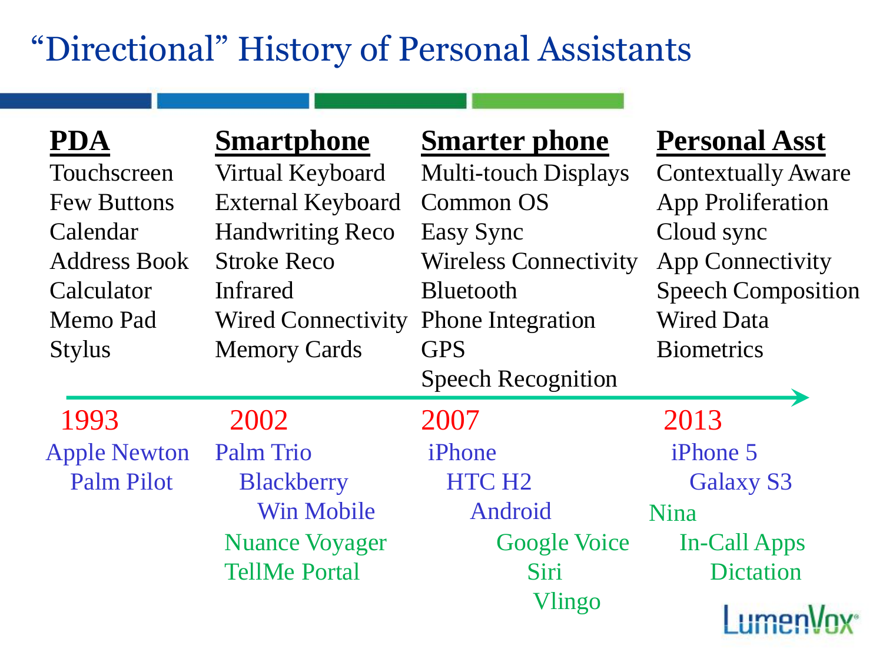# "Directional" History of Personal Assistants

| PDA | Smartphone | Smarter phone | Personal Asst |
|---|---|---|---|
| Touchscreen | Virtual Keyboard | Multi-touch Displays | Contextually Aware |
| Few Buttons | External Keyboard | Common OS | App Proliferation |
| Calendar | Handwriting Reco | Easy Sync | Cloud sync |
| Address Book | Stroke Reco | Wireless Connectivity | App Connectivity |
| Calculator | Infrared | Bluetooth | Speech Composition |
| Memo Pad | Wired Connectivity | Phone Integration | Wired Data |
| Stylus | Memory Cards | GPS | Biometrics |
| | | Speech Recognition | |

| 1993 | 2002 | 2007 | 2013 |
|---|---|---|---|
| Apple Newton | Palm Trio | iPhone | iPhone 5 |
| Palm Pilot | Blackberry | HTC H2 | Galaxy S3 |
| | Win Mobile | Android | Nina |
| | Nuance Voyager | Google Voice | In-Call Apps |
| | TellMe Portal | Siri | Dictation |
| | | Vlingo | |

LumenVox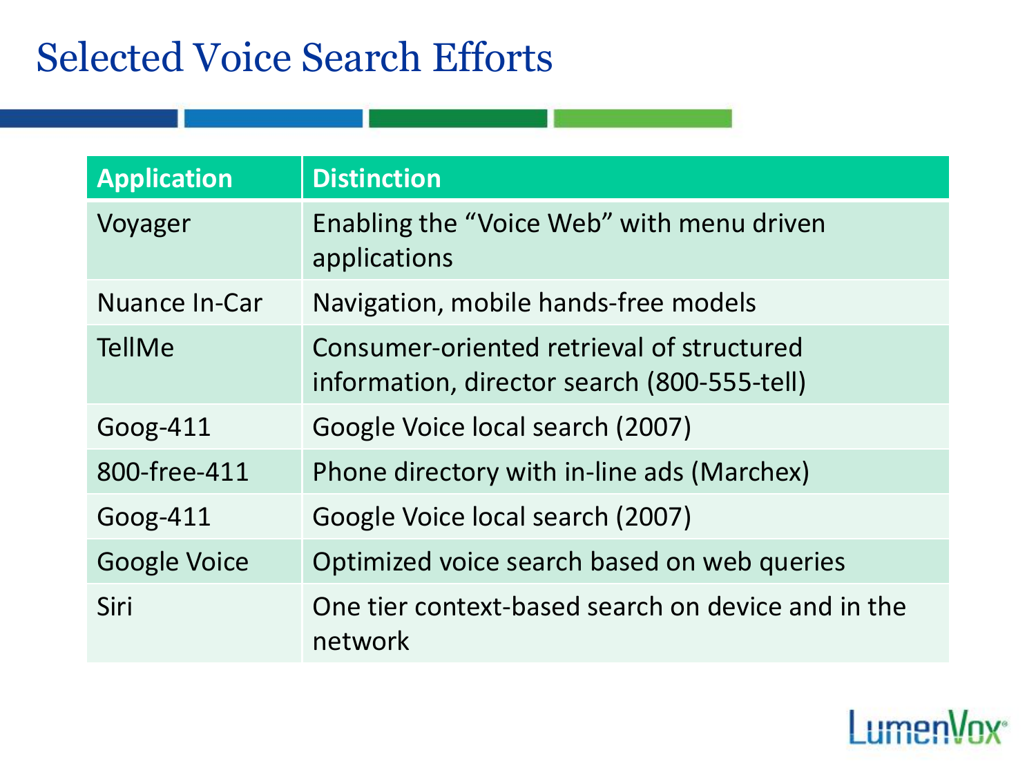# Selected Voice Search Efforts

| Application | Distinction |
| --- | --- |
| Voyager | Enabling the “Voice Web” with menu driven applications |
| Nuance In-Car | Navigation, mobile hands-free models |
| TellMe | Consumer-oriented retrieval of structured information, director search (800-555-tell) |
| Goog-411 | Google Voice local search (2007) |
| 800-free-411 | Phone directory with in-line ads (Marchex) |
| Goog-411 | Google Voice local search (2007) |
| Google Voice | Optimized voice search based on web queries |
| Siri | One tier context-based search on device and in the network |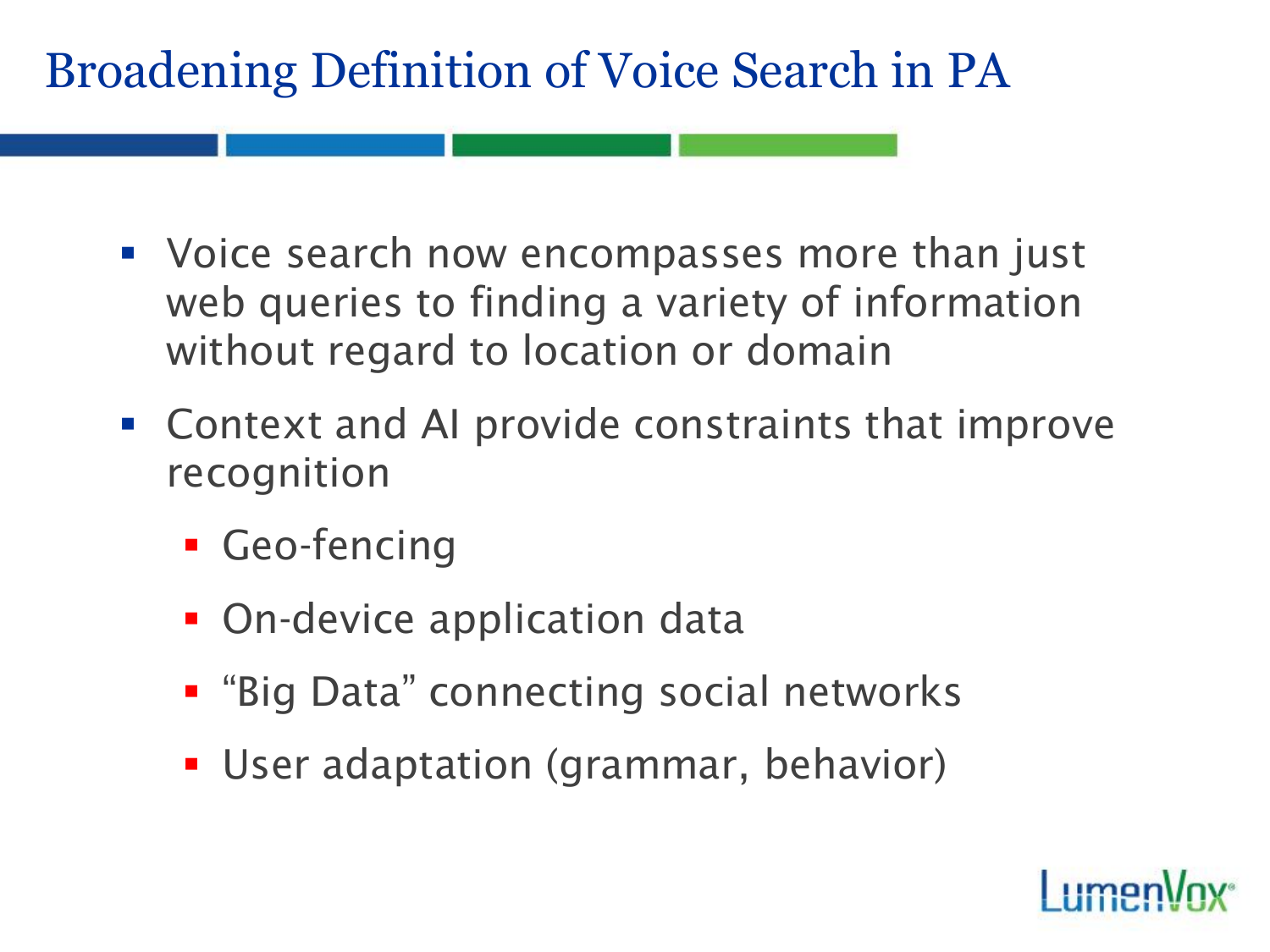# Broadening Definition of Voice Search in PA

- Voice search now encompasses more than just web queries to finding a variety of information without regard to location or domain
- Context and AI provide constraints that improve recognition
  - Geo-fencing
  - On-device application data
  - “Big Data” connecting social networks
  - User adaptation (grammar, behavior)

LumenVox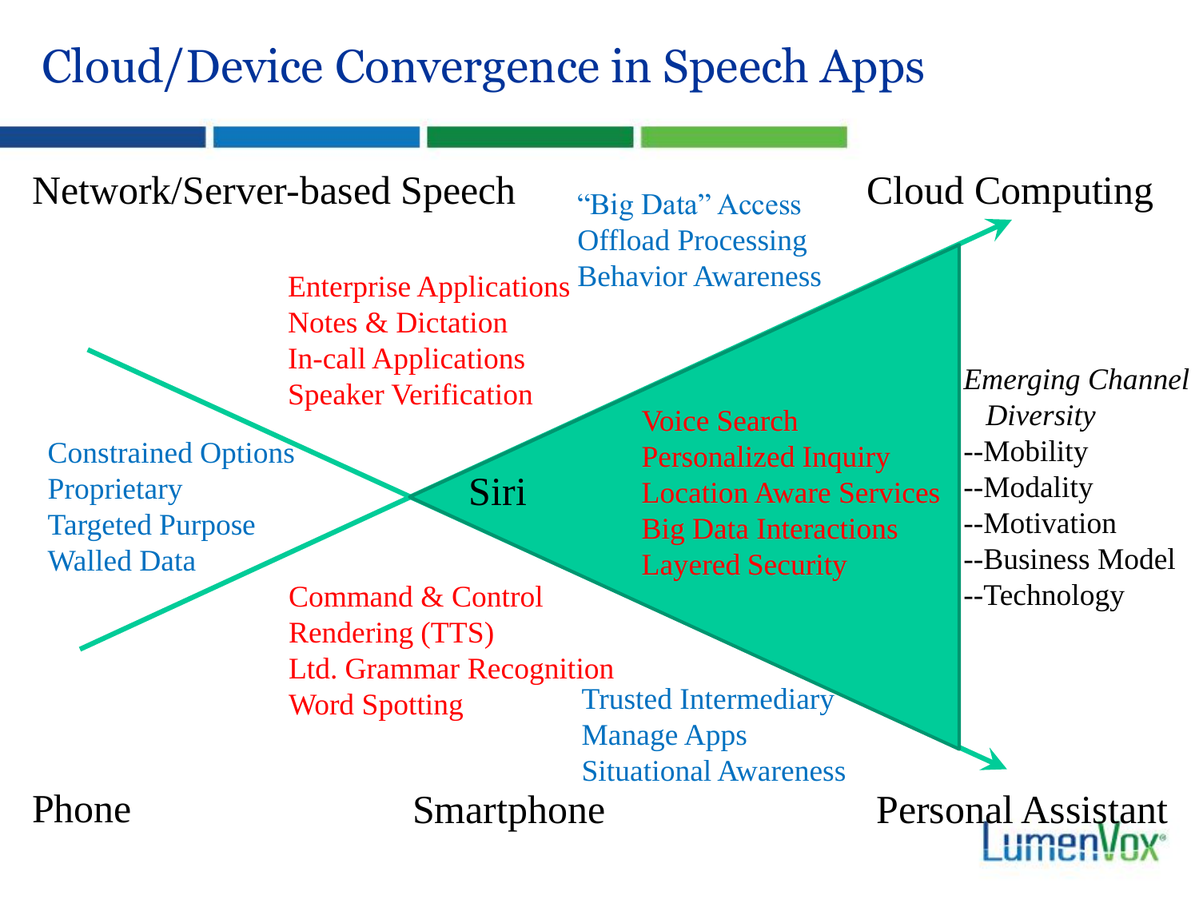# Cloud/Device Convergence in Speech Apps

Network/Server-based Speech

Cloud Computing

"Big Data" Access
Offload Processing
Behavior Awareness

Enterprise Applications
Notes & Dictation
In-call Applications
Speaker Verification

Constrained Options
Proprietary
Targeted Purpose
Walled Data

Siri

Voice Search
Personalized Inquiry
Location Aware Services
Big Data Interactions
Layered Security

*Emerging Channel Diversity*
--Mobility
--Modality
--Motivation
--Business Model
--Technology

Command & Control
Rendering (TTS)
Ltd. Grammar Recognition
Word Spotting

Trusted Intermediary
Manage Apps
Situational Awareness

Phone

Smartphone

Personal Assistant

LumenVox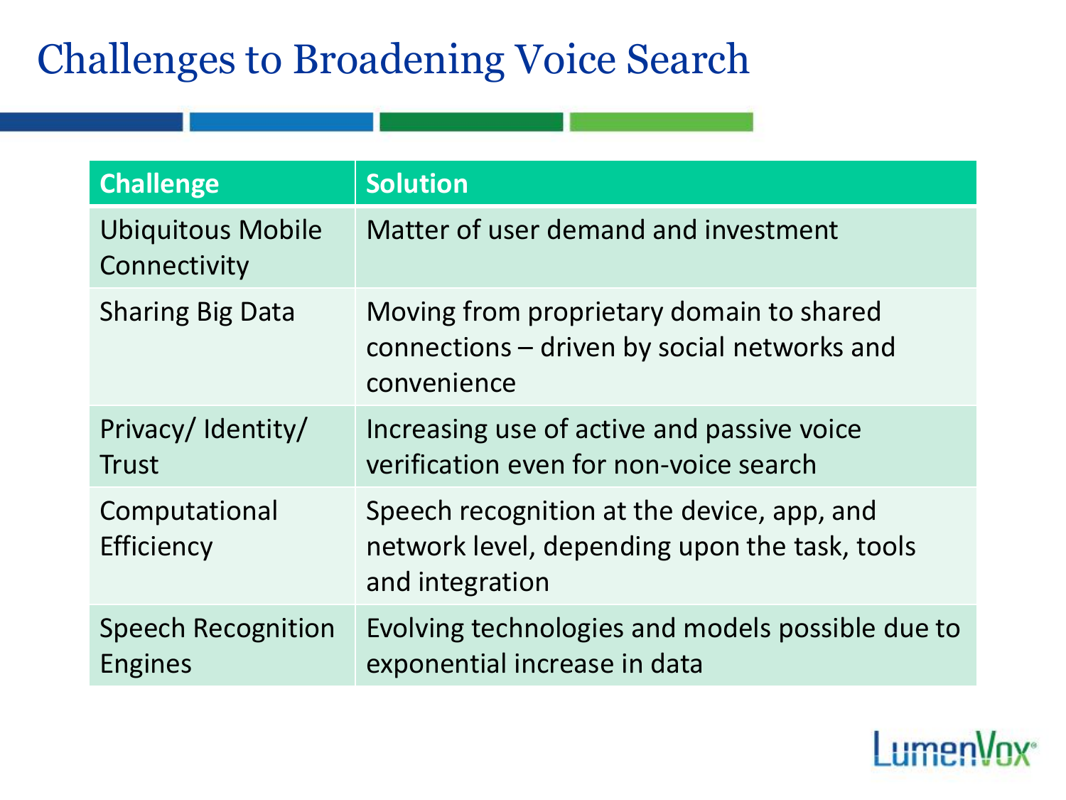# Challenges to Broadening Voice Search

| Challenge | Solution |
| --- | --- |
| Ubiquitous Mobile Connectivity | Matter of user demand and investment |
| Sharing Big Data | Moving from proprietary domain to shared connections – driven by social networks and convenience |
| Privacy/ Identity/ Trust | Increasing use of active and passive voice verification even for non-voice search |
| Computational Efficiency | Speech recognition at the device, app, and network level, depending upon the task, tools and integration |
| Speech Recognition Engines | Evolving technologies and models possible due to exponential increase in data |

LumenVox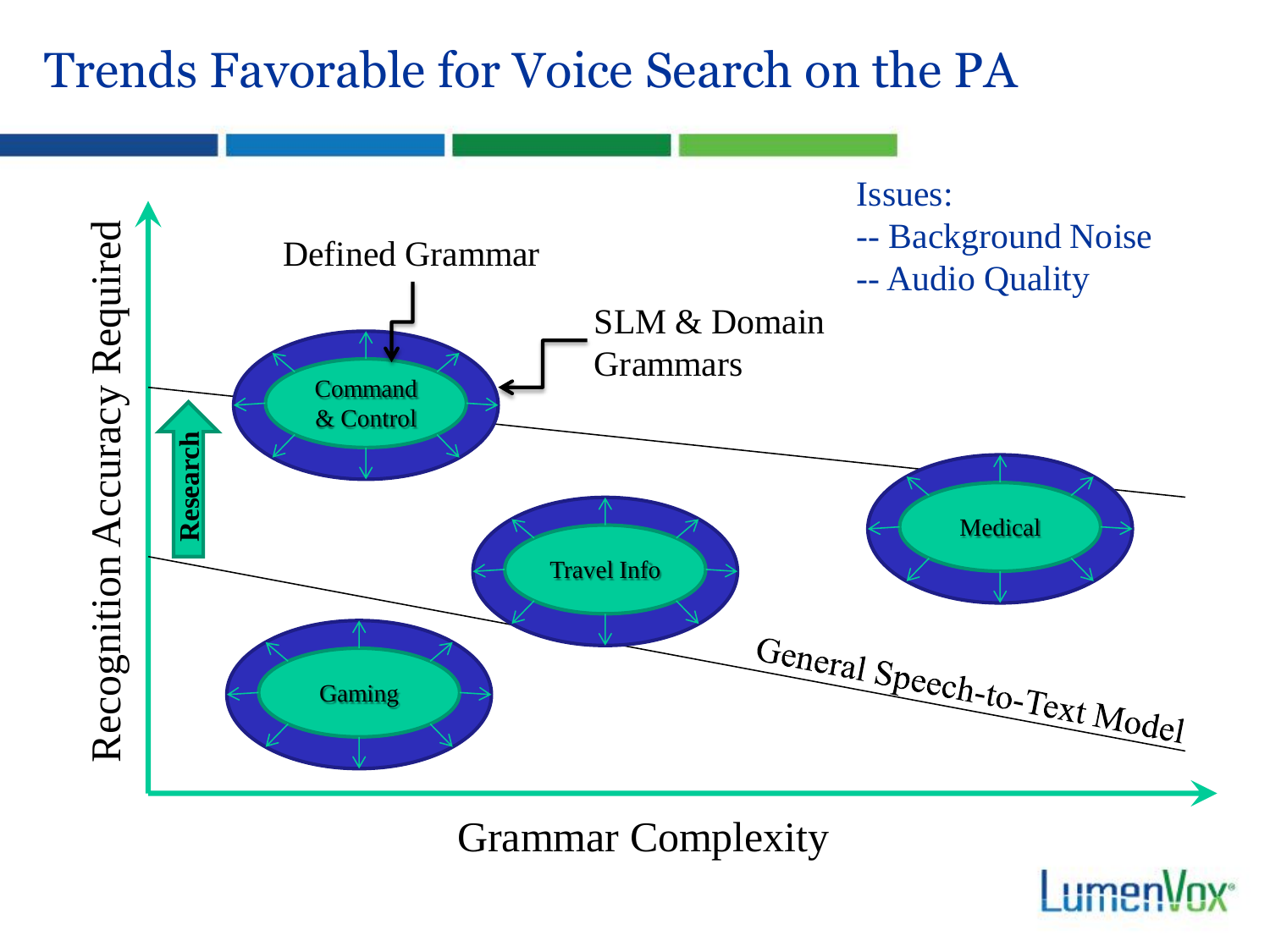# Trends Favorable for Voice Search on the PA

Issues:
-- Background Noise
-- Audio Quality

Recognition Accuracy Required

Grammar Complexity

Defined Grammar

SLM & Domain Grammars

Research

Command & Control

Travel Info

Medical

Gaming

General Speech-to-Text Model

LumenVox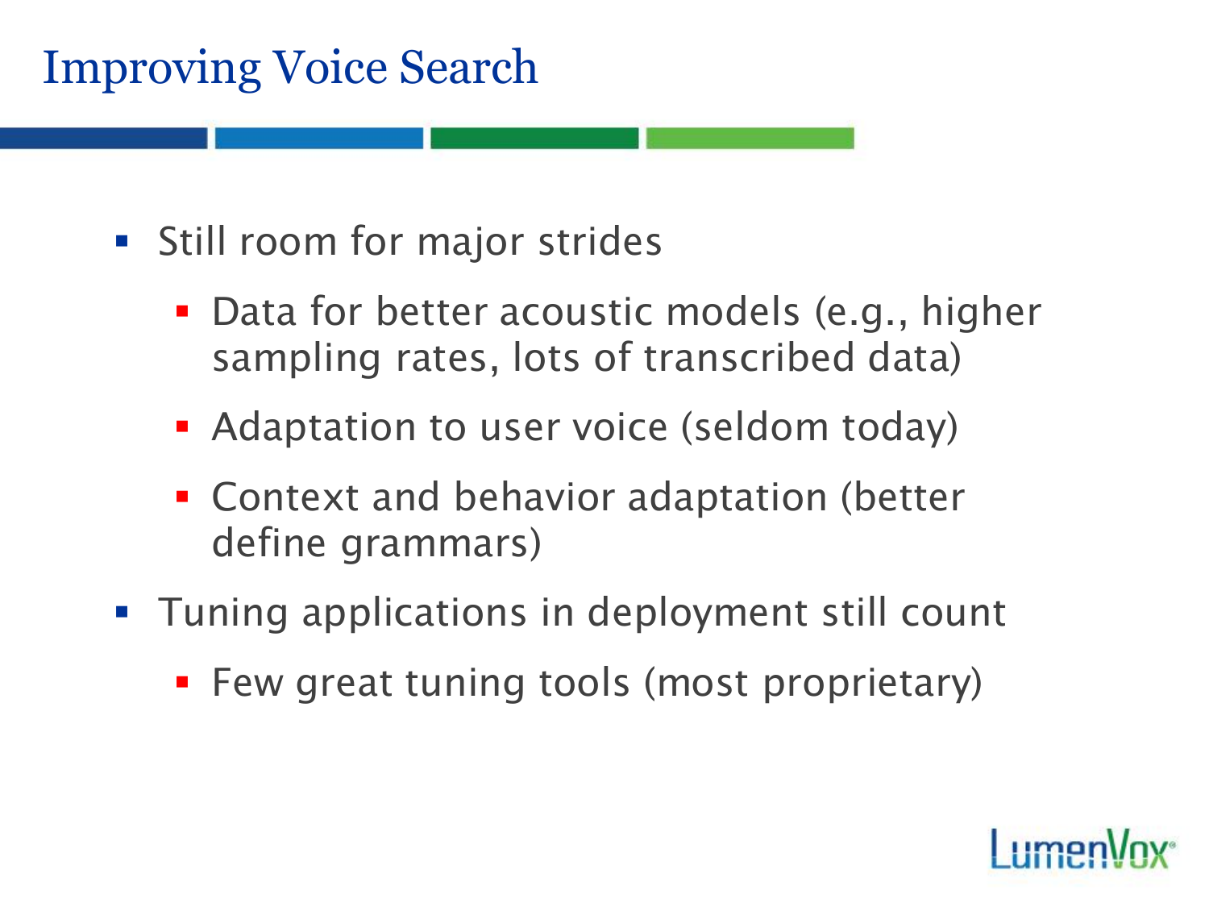# Improving Voice Search

- Still room for major strides
  - Data for better acoustic models (e.g., higher sampling rates, lots of transcribed data)
  - Adaptation to user voice (seldom today)
  - Context and behavior adaptation (better define grammars)
- Tuning applications in deployment still count
  - Few great tuning tools (most proprietary)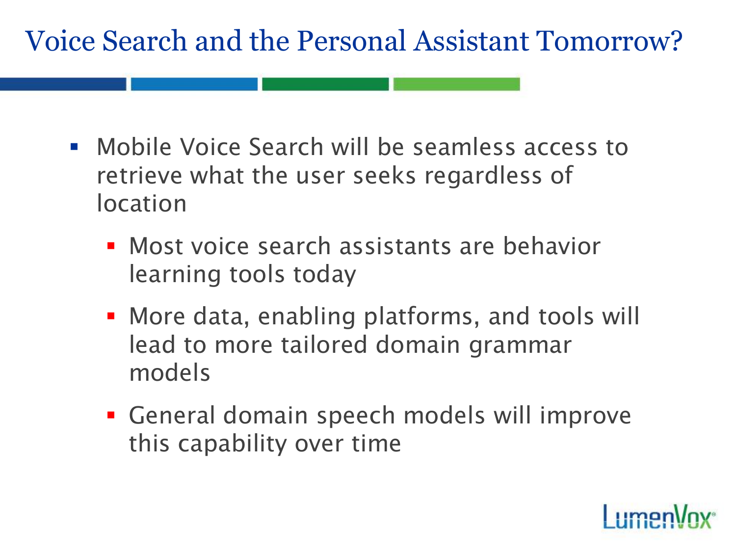# Voice Search and the Personal Assistant Tomorrow?

- Mobile Voice Search will be seamless access to retrieve what the user seeks regardless of location
  - Most voice search assistants are behavior learning tools today
  - More data, enabling platforms, and tools will lead to more tailored domain grammar models
  - General domain speech models will improve this capability over time

LumenVox